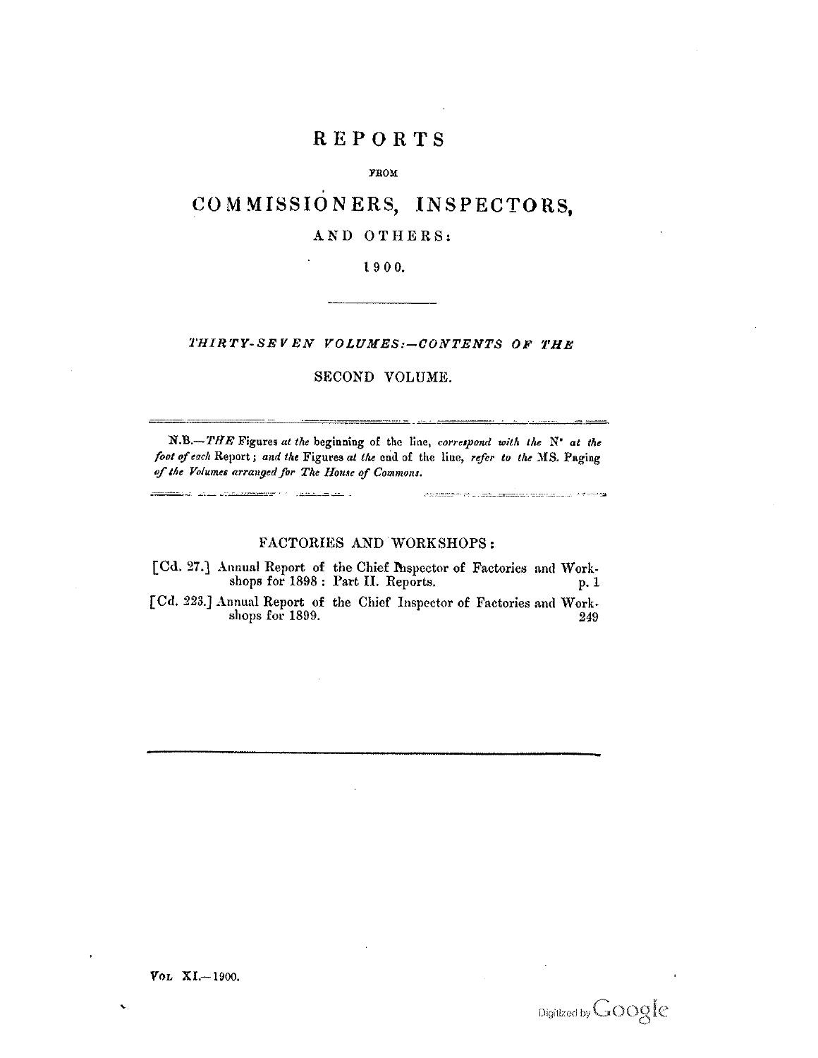# REPORTS

FROM

# COMMISSIONERS, INSPECTORS,

AND OTHERS:

1900.

*THIRTY-SEVEN VOLUMES:—CONTENTS OF THE*

SECOND VOLUME.

N.B.—*THE* Figures *at the* beginning of the line, *correspond with the* N° *at the foot of each* Report; *and the* Figures *at the* end of the line, *refer to the* MS. Paging *of the Volumes arranged for The House of Commons.*

## FACTORIES AND WORKSHOPS:

[Cd. 27.] Annual Report of the Chief Inspector of Factories and Workshops for 1898: Part II. Reports. p. 1

[Cd. 223.] Annual Report of the Chief Inspector of Factories and Workshops for 1899. 249

VOL XI.—1900.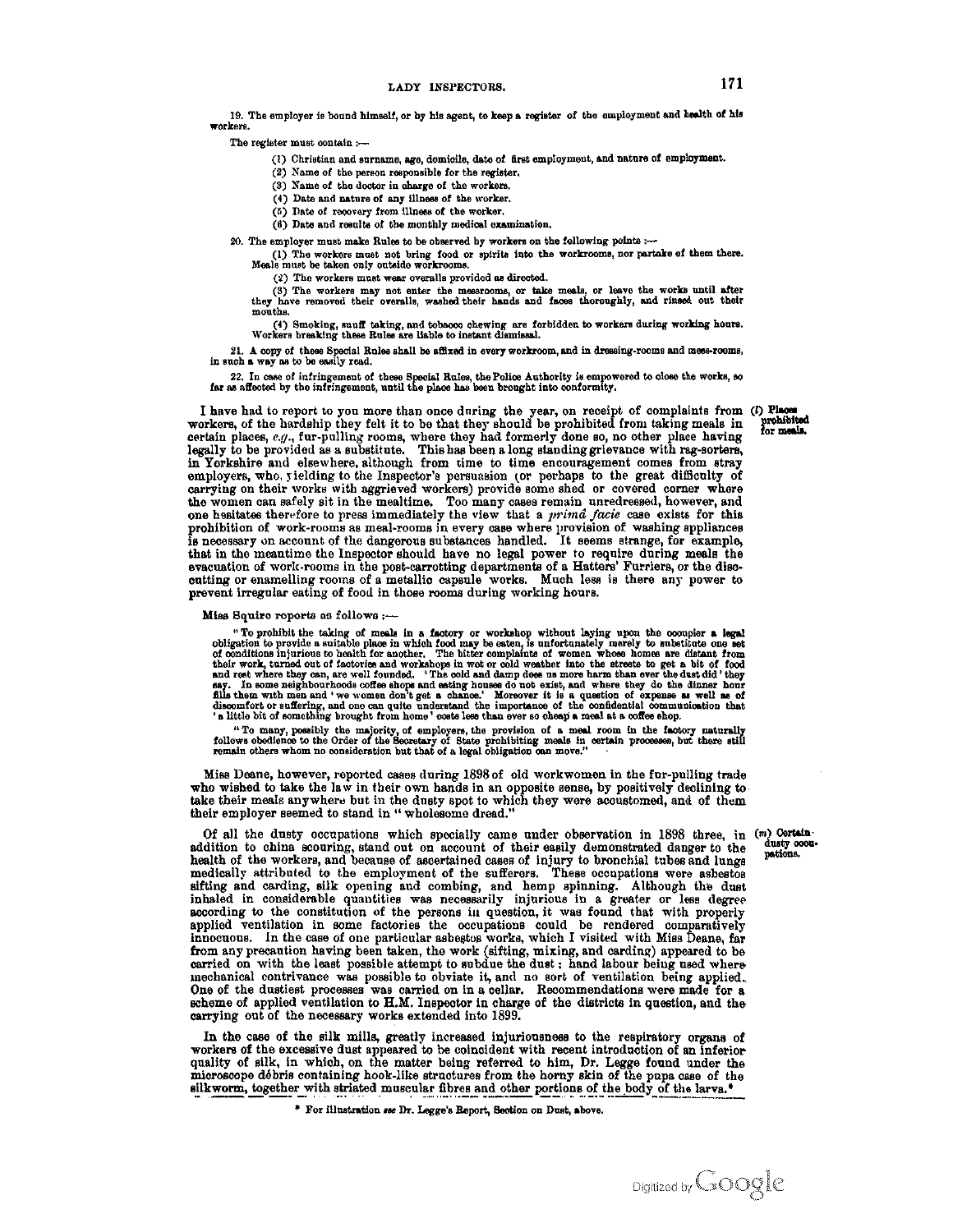19. The employer is bound himself, or by his agent, to keep a register of the employment and health of his workers.

The register must contain :—

(1) Christian and surname, age, domicile, date of first employment, and nature of employment.

(2) Name of the person responsible for the register.

(3) Name of the doctor in charge of the workers.

(4) Date and nature of any illness of the worker.

(5) Date of recovery from illness of the worker.

(6) Date and results of the monthly medical examination.

20. The employer must make Rules to be observed by workers on the following points :—

(1) The workers must not bring food or spirits into the workrooms, nor partake of them there. Meals must be taken only outside workrooms.

(2) The workers must wear overalls provided as directed.

(3) The workers may not enter the messrooms, or take meals, or leave the works until after they have removed their overalls, washed their hands and faces thoroughly, and rinsed out their mouths.

(4) Smoking, snuff taking, and tobacco chewing are forbidden to workers during working hours. Workers breaking these Rules are liable to instant dismissal.

21. A copy of these Special Rules shall be affixed in every workroom, and in dressing-rooms and mess-rooms, in such a way as to be easily read.

22. In case of infringement of these Special Rules, the Police Authority is empowered to close the works, so far as affected by the infringement, until the place has been brought into conformity.

**(l) Places prohibited for meals.**

I have had to report to you more than once during the year, on receipt of complaints from workers, of the hardship they felt it to be that they should be prohibited from taking meals in certain places, *e.g.*, fur-pulling rooms, where they had formerly done so, no other place having legally to be provided as a substitute. This has been a long standing grievance with rag-sorters, in Yorkshire and elsewhere, although from time to time encouragement comes from stray employers, who, yielding to the Inspector's persuasion (or perhaps to the great difficulty of carrying on their works with aggrieved workers) provide some shed or covered corner where the women can safely sit in the mealtime. Too many cases remain unredressed, however, and one hesitates therefore to press immediately the view that a *primâ facie* case exists for this prohibition of work-rooms as meal-rooms in every case where provision of washing appliances is necessary on account of the dangerous substances handled. It seems strange, for example, that in the meantime the Inspector should have no legal power to require during meals the evacuation of work-rooms in the post-carrotting departments of a Hatters' Furriers, or the disc-cutting or enamelling rooms of a metallic capsule works. Much less is there any power to prevent irregular eating of food in those rooms during working hours.

Miss Squire reports as follows :—

> "To prohibit the taking of meals in a factory or workshop without laying upon the occupier a legal obligation to provide a suitable place in which food may be eaten, is unfortunately merely to substitute one set of conditions injurious to health for another. The bitter complaints of women whose homes are distant from their work, turned out of factories and workshops in wet or cold weather into the streets to get a bit of food and rest where they can, are well founded. 'The cold and damp does us more harm than ever the dust did' they say. In some neighbourhoods coffee shops and eating houses do not exist, and where they do the dinner hour fills them with men and 'we women don't get a chance.' Moreover it is a question of expense as well as of discomfort or suffering, and one can quite understand the importance of the confidential communication that 'a little bit of something brought from home' costs less than ever so cheap a meal at a coffee shop.
>
> "To many, possibly the majority, of employers, the provision of a meal room in the factory naturally follows obedience to the Order of the Secretary of State prohibiting meals in certain processes, but there still remain others whom no consideration but that of a legal obligation can move."

Miss Deane, however, reported cases during 1898 of old workwomen in the fur-pulling trade who wished to take the law in their own hands in an opposite sense, by positively declining to take their meals anywhere but in the dusty spot to which they were accustomed, and of them their employer seemed to stand in "wholesome dread."

**(m) Certain dusty occupations.**

Of all the dusty occupations which specially came under observation in 1898 three, in addition to china scouring, stand out on account of their easily demonstrated danger to the health of the workers, and because of ascertained cases of injury to bronchial tubes and lungs medically attributed to the employment of the sufferers. These occupations were asbestos sifting and carding, silk opening and combing, and hemp spinning. Although the dust inhaled in considerable quantities was necessarily injurious in a greater or less degree according to the constitution of the persons in question, it was found that with properly applied ventilation in some factories the occupations could be rendered comparatively innocuous. In the case of one particular asbestos works, which I visited with Miss Deane, far from any precaution having been taken, the work (sifting, mixing, and carding) appeared to be carried on with the least possible attempt to subdue the dust; hand labour being used where mechanical contrivance was possible to obviate it, and no sort of ventilation being applied. One of the dustiest processes was carried on in a cellar. Recommendations were made for a scheme of applied ventilation to H.M. Inspector in charge of the districts in question, and the carrying out of the necessary works extended into 1899.

In the case of the silk mills, greatly increased injuriousness to the respiratory organs of workers of the excessive dust appeared to be coincident with recent introduction of an inferior quality of silk, in which, on the matter being referred to him, Dr. Legge found under the microscope débris containing hook-like structures from the horny skin of the pupa case of the silkworm, together with striated muscular fibres and other portions of the body of the larva.*

\* For illustration *see* Dr. Legge's Report, Section on Dust, above.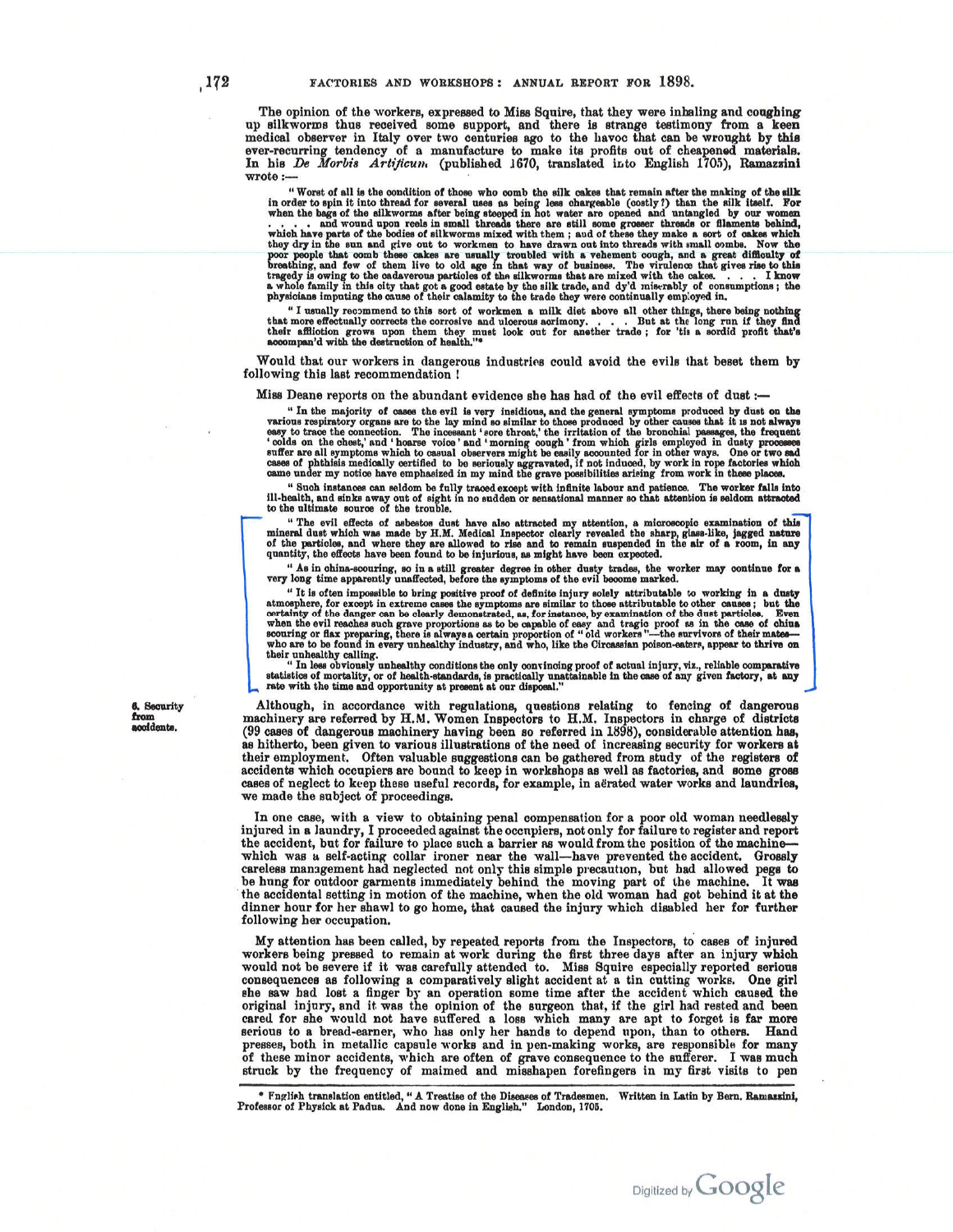The opinion of the workers, expressed to Miss Squire, that they were inhaling and coughing up silkworms thus received some support, and there is strange testimony from a keen medical observer in Italy over two centuries ago to the havoc that can be wrought by this ever-recurring tendency of a manufacture to make its profits out of cheapened materials. In his *De Morbis Artificum* (published 1670, translated into English 1705), Ramazzini wrote :—

> "Worst of all is the condition of those who comb the silk cakes that remain after the making of the silk in order to spin it into thread for several uses as being less chargeable (costly?) than the silk itself. For when the bags of the silkworms after being steeped in hot water are opened and untangled by our women . . . . and wound upon reels in small threads there are still some grosser threads or filaments behind, which have parts of the bodies of silkworms mixed with them ; and of these they make a sort of cakes which they dry in the sun and give out to workmen to have drawn out into threads with small combs. Now the poor people that comb these cakes are usually troubled with a vehement cough, and a great difficulty of breathing, and few of them live to old age in that way of business. The virulence that gives rise to this tragedy is owing to the cadaverous particles of the silkworms that are mixed with the cakes. . . . I know a whole family in this city that got a good estate by the silk trade, and dy'd miserably of consumptions ; the physicians imputing the cause of their calamity to the trade they were continually employed in.
>
> "I usually recommend to this sort of workmen a milk diet above all other things, there being nothing that more effectually corrects the corrosive and ulcerous acrimony. . . . But at the long run if they find their affliction grows upon them they must look out for another trade ; for 'tis a sordid profit that's accompan'd with the destruction of health."*

Would that our workers in dangerous industries could avoid the evils that beset them by following this last recommendation !

Miss Deane reports on the abundant evidence she has had of the evil effects of dust :—

> "In the majority of cases the evil is very insidious, and the general symptoms produced by dust on the various respiratory organs are to the lay mind so similar to those produced by other causes that it is not always easy to trace the connection. The incessant 'sore throat,' the irritation of the bronchial passages, the frequent 'colds on the chest,' and 'hoarse voice' and 'morning cough' from which girls employed in dusty processes suffer are all symptoms which to casual observers might be easily accounted for in other ways. One or two sad cases of phthisis medically certified to be seriously aggravated, if not induced, by work in rope factories which came under my notice have emphasized in my mind the grave possibilities arising from work in these places.
>
> "Such instances can seldom be fully traced except with infinite labour and patience. The worker falls into ill-health, and sinks away out of sight in no sudden or sensational manner so that attention is seldom attracted to the ultimate source of the trouble.
>
> "The evil effects of asbestos dust have also attracted my attention, a microscopic examination of this mineral dust which was made by H.M. Medical Inspector clearly revealed the sharp, glass-like, jagged nature of the particles, and where they are allowed to rise and to remain suspended in the air of a room, in any quantity, the effects have been found to be injurious, as might have been expected.
>
> "As in china-scouring, so in a still greater degree in other dusty trades, the worker may continue for a very long time apparently unaffected, before the symptoms of the evil become marked.
>
> "It is often impossible to bring positive proof of definite injury solely attributable to working in a dusty atmosphere, for except in extreme cases the symptoms are similar to those attributable to other causes ; but the certainty of the danger can be clearly demonstrated, as, for instance, by examination of the dust particles. Even when the evil reaches such grave proportions as to be capable of easy and tragic proof as in the case of china scouring or flax preparing, there is always a certain proportion of "old workers"—the survivors of their mates—who are to be found in every unhealthy industry, and who, like the Circassian poison-eaters, appear to thrive on their unhealthy calling.
>
> "In less obviously unhealthy conditions the only convincing proof of actual injury, viz., reliable comparative statistics of mortality, or of health-standards, is practically unattainable in the case of any given factory, at any rate with the time and opportunity at present at our disposal."

**6. Security from accidents.**

Although, in accordance with regulations, questions relating to fencing of dangerous machinery are referred by H.M. Women Inspectors to H.M. Inspectors in charge of districts (99 cases of dangerous machinery having been so referred in 1898), considerable attention has, as hitherto, been given to various illustrations of the need of increasing security for workers at their employment. Often valuable suggestions can be gathered from study of the registers of accidents which occupiers are bound to keep in workshops as well as factories, and some gross cases of neglect to keep these useful records, for example, in aërated water works and laundries, we made the subject of proceedings.

In one case, with a view to obtaining penal compensation for a poor old woman needlessly injured in a laundry, I proceeded against the occupiers, not only for failure to register and report the accident, but for failure to place such a barrier as would from the position of the machine—which was a self-acting collar ironer near the wall—have prevented the accident. Grossly careless management had neglected not only this simple precaution, but had allowed pegs to be hung for outdoor garments immediately behind the moving part of the machine. It was the accidental setting in motion of the machine, when the old woman had got behind it at the dinner hour for her shawl to go home, that caused the injury which disabled her for further following her occupation.

My attention has been called, by repeated reports from the Inspectors, to cases of injured workers being pressed to remain at work during the first three days after an injury which would not be severe if it was carefully attended to. Miss Squire especially reported serious consequences as following a comparatively slight accident at a tin cutting works. One girl she saw had lost a finger by an operation some time after the accident which caused the original injury, and it was the opinion of the surgeon that, if the girl had rested and been cared for she would not have suffered a loss which many are apt to forget is far more serious to a bread-earner, who has only her hands to depend upon, than to others. Hand presses, both in metallic capsule works and in pen-making works, are responsible for many of these minor accidents, which are often of grave consequence to the sufferer. I was much struck by the frequency of maimed and misshapen forefingers in my first visits to pen

---

\* English translation entitled, "A Treatise of the Diseases of Tradesmen. Written in Latin by Bern. Ramazzini, Professor of Physick at Padua. And now done in English." London, 1705.